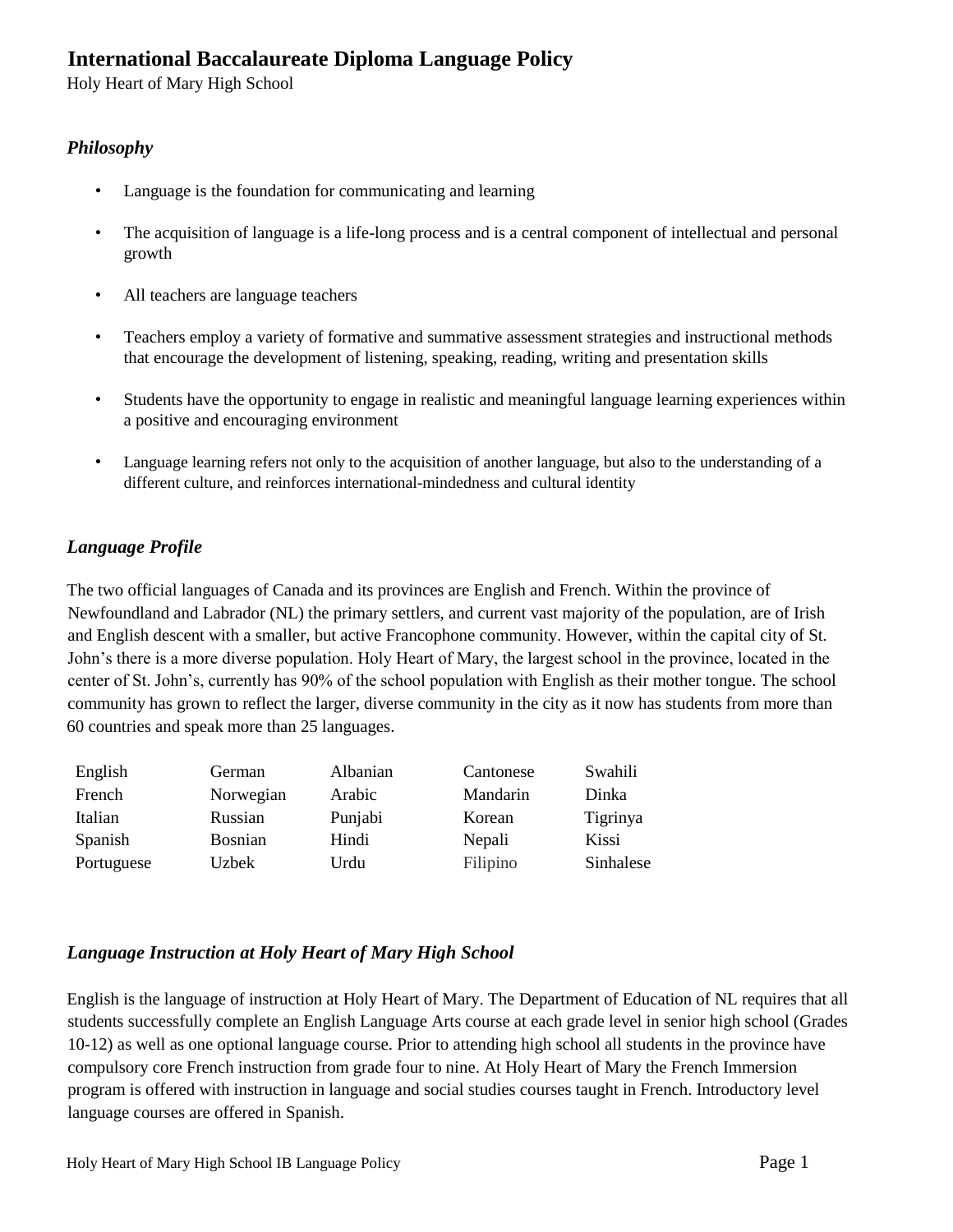# International Baccalaureate Diploma Language Policy

Holy Heart of Mary High School

### *Philosophy*

- Language is the foundation for communicating and learning
- The acquisition of language is a life-long process and is a central component of intellectual and personal growth
- All teachers are language teachers
- Teachers employ a variety of formative and summative assessment strategies and instructional methods that encourage the development of listening, speaking, reading, writing and presentation skills
- Students have the opportunity to engage in realistic and meaningful language learning experiences within a positive and encouraging environment
- Language learning refers not only to the acquisition of another language, but also to the understanding of a different culture, and reinforces international-mindedness and cultural identity

### *Language Profile*

The two official languages of Canada and its provinces are English and French. Within the province of Newfoundland and Labrador (NL) the primary settlers, and current vast majority of the population, are of Irish and English descent with a smaller, but active Francophone community. However, within the capital city of St. John's there is a more diverse population. Holy Heart of Mary, the largest school in the province, located in the center of St. John's, currently has 90% of the school population with English as their mother tongue. The school community has grown to reflect the larger, diverse community in the city as it now has students from more than 60 countries and speak more than 25 languages.

| | | | | |
|---|---|---|---|---|
| English | German | Albanian | Cantonese | Swahili |
| French | Norwegian | Arabic | Mandarin | Dinka |
| Italian | Russian | Punjabi | Korean | Tigrinya |
| Spanish | Bosnian | Hindi | Nepali | Kissi |
| Portuguese | Uzbek | Urdu | Filipino | Sinhalese |

### *Language Instruction at Holy Heart of Mary High School*

English is the language of instruction at Holy Heart of Mary. The Department of Education of NL requires that all students successfully complete an English Language Arts course at each grade level in senior high school (Grades 10-12) as well as one optional language course. Prior to attending high school all students in the province have compulsory core French instruction from grade four to nine. At Holy Heart of Mary the French Immersion program is offered with instruction in language and social studies courses taught in French. Introductory level language courses are offered in Spanish.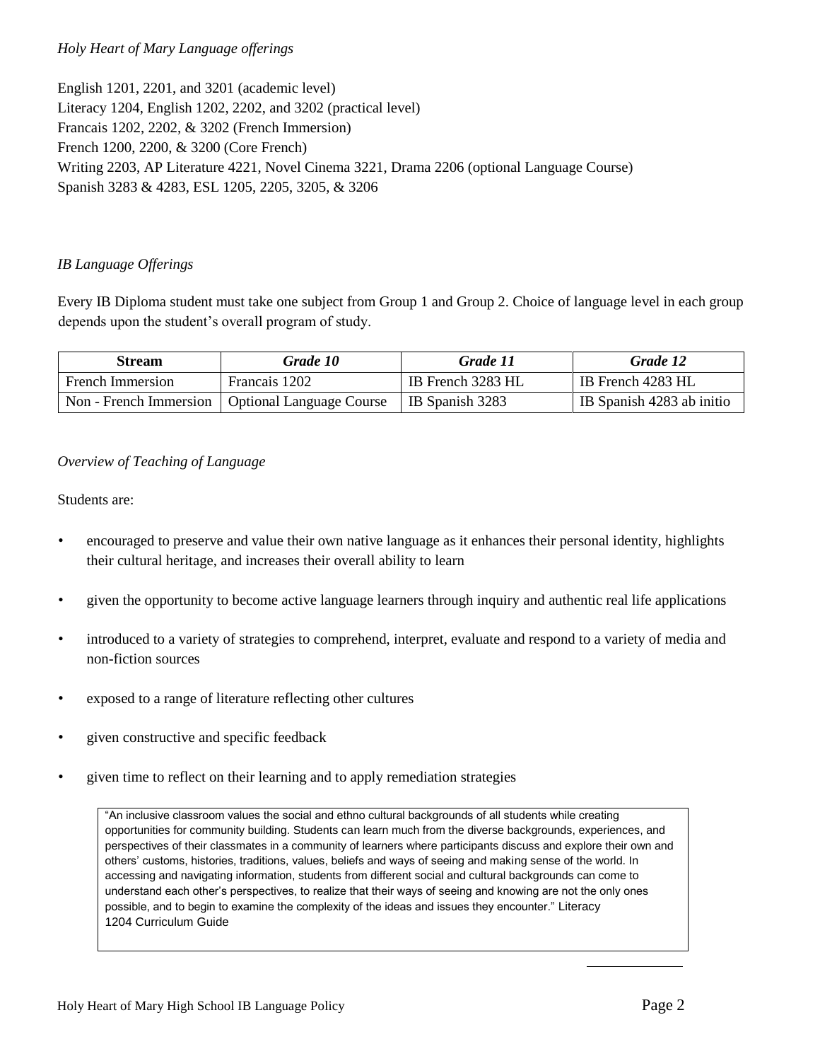*Holy Heart of Mary Language offerings*

English 1201, 2201, and 3201 (academic level)
Literacy 1204, English 1202, 2202, and 3202 (practical level)
Francais 1202, 2202, & 3202 (French Immersion)
French 1200, 2200, & 3200 (Core French)
Writing 2203, AP Literature 4221, Novel Cinema 3221, Drama 2206 (optional Language Course)
Spanish 3283 & 4283, ESL 1205, 2205, 3205, & 3206

*IB Language Offerings*

Every IB Diploma student must take one subject from Group 1 and Group 2. Choice of language level in each group depends upon the student's overall program of study.

| **Stream** | ***Grade 10*** | ***Grade 11*** | ***Grade 12*** |
|---|---|---|---|
| French Immersion | Francais 1202 | IB French 3283 HL | IB French 4283 HL |
| Non - French Immersion | Optional Language Course | IB Spanish 3283 | IB Spanish 4283 ab initio |

*Overview of Teaching of Language*

Students are:

- encouraged to preserve and value their own native language as it enhances their personal identity, highlights their cultural heritage, and increases their overall ability to learn
- given the opportunity to become active language learners through inquiry and authentic real life applications
- introduced to a variety of strategies to comprehend, interpret, evaluate and respond to a variety of media and non-fiction sources
- exposed to a range of literature reflecting other cultures
- given constructive and specific feedback
- given time to reflect on their learning and to apply remediation strategies

> "An inclusive classroom values the social and ethno cultural backgrounds of all students while creating opportunities for community building. Students can learn much from the diverse backgrounds, experiences, and perspectives of their classmates in a community of learners where participants discuss and explore their own and others' customs, histories, traditions, values, beliefs and ways of seeing and making sense of the world. In accessing and navigating information, students from different social and cultural backgrounds can come to understand each other's perspectives, to realize that their ways of seeing and knowing are not the only ones possible, and to begin to examine the complexity of the ideas and issues they encounter." Literacy 1204 Curriculum Guide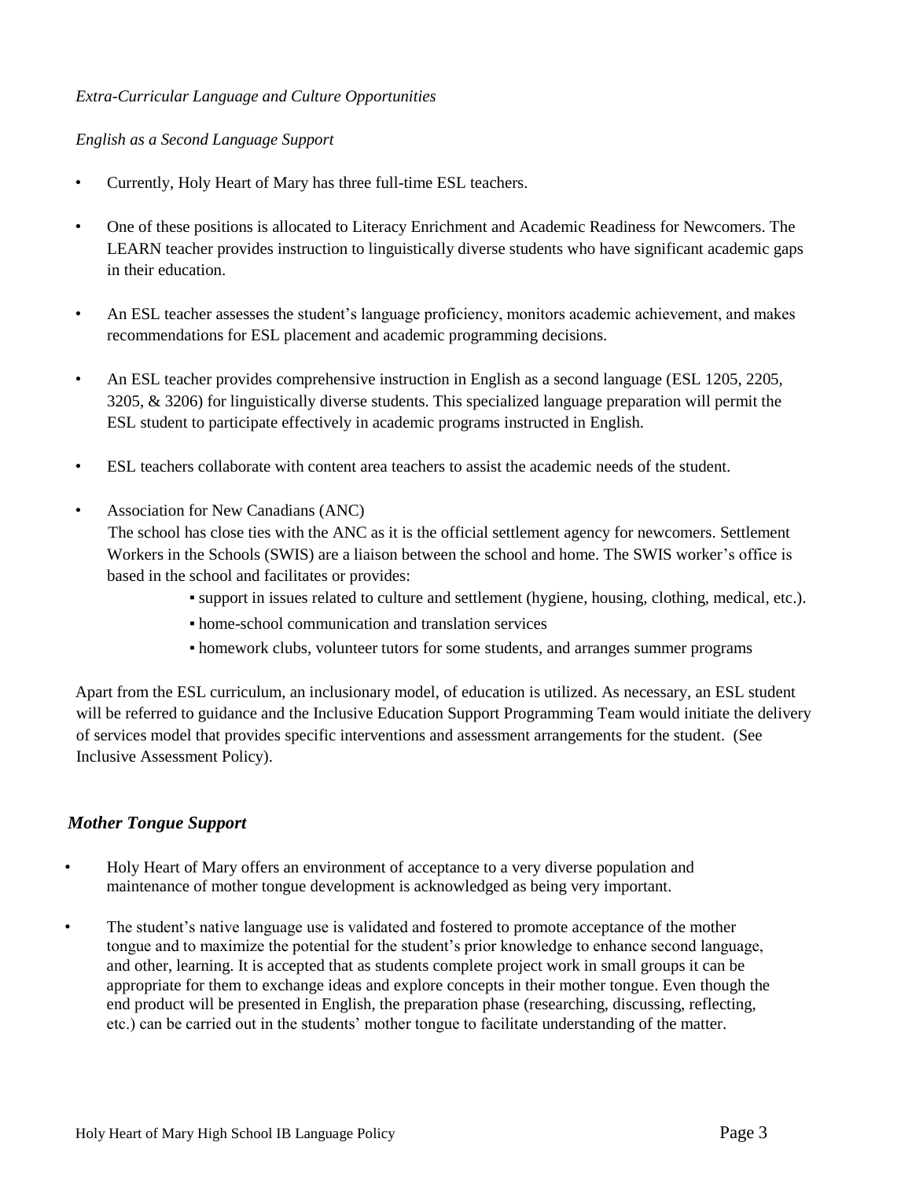*Extra-Curricular Language and Culture Opportunities*

*English as a Second Language Support*

- Currently, Holy Heart of Mary has three full-time ESL teachers.
- One of these positions is allocated to Literacy Enrichment and Academic Readiness for Newcomers. The LEARN teacher provides instruction to linguistically diverse students who have significant academic gaps in their education.
- An ESL teacher assesses the student's language proficiency, monitors academic achievement, and makes recommendations for ESL placement and academic programming decisions.
- An ESL teacher provides comprehensive instruction in English as a second language (ESL 1205, 2205, 3205, & 3206) for linguistically diverse students. This specialized language preparation will permit the ESL student to participate effectively in academic programs instructed in English.
- ESL teachers collaborate with content area teachers to assist the academic needs of the student.
- Association for New Canadians (ANC)
  The school has close ties with the ANC as it is the official settlement agency for newcomers. Settlement Workers in the Schools (SWIS) are a liaison between the school and home. The SWIS worker's office is based in the school and facilitates or provides:
    - support in issues related to culture and settlement (hygiene, housing, clothing, medical, etc.).
    - home-school communication and translation services
    - homework clubs, volunteer tutors for some students, and arranges summer programs

Apart from the ESL curriculum, an inclusionary model, of education is utilized. As necessary, an ESL student will be referred to guidance and the Inclusive Education Support Programming Team would initiate the delivery of services model that provides specific interventions and assessment arrangements for the student. (See Inclusive Assessment Policy).

***Mother Tongue Support***

- Holy Heart of Mary offers an environment of acceptance to a very diverse population and maintenance of mother tongue development is acknowledged as being very important.
- The student's native language use is validated and fostered to promote acceptance of the mother tongue and to maximize the potential for the student's prior knowledge to enhance second language, and other, learning. It is accepted that as students complete project work in small groups it can be appropriate for them to exchange ideas and explore concepts in their mother tongue. Even though the end product will be presented in English, the preparation phase (researching, discussing, reflecting, etc.) can be carried out in the students' mother tongue to facilitate understanding of the matter.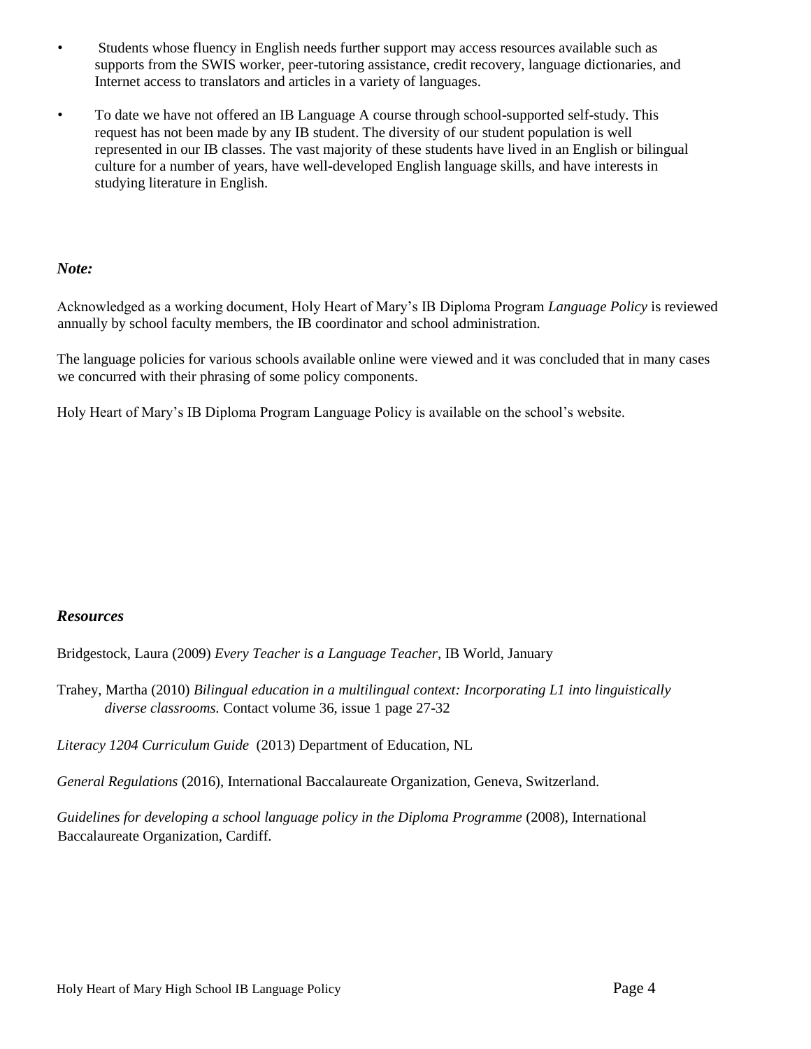- Students whose fluency in English needs further support may access resources available such as supports from the SWIS worker, peer-tutoring assistance, credit recovery, language dictionaries, and Internet access to translators and articles in a variety of languages.
- To date we have not offered an IB Language A course through school-supported self-study. This request has not been made by any IB student. The diversity of our student population is well represented in our IB classes. The vast majority of these students have lived in an English or bilingual culture for a number of years, have well-developed English language skills, and have interests in studying literature in English.

### *Note:*

Acknowledged as a working document, Holy Heart of Mary's IB Diploma Program *Language Policy* is reviewed annually by school faculty members, the IB coordinator and school administration.

The language policies for various schools available online were viewed and it was concluded that in many cases we concurred with their phrasing of some policy components.

Holy Heart of Mary's IB Diploma Program Language Policy is available on the school's website.

### *Resources*

Bridgestock, Laura (2009) *Every Teacher is a Language Teacher,* IB World, January

Trahey, Martha (2010) *Bilingual education in a multilingual context: Incorporating L1 into linguistically diverse classrooms.* Contact volume 36, issue 1 page 27-32

*Literacy 1204 Curriculum Guide* (2013) Department of Education, NL

*General Regulations* (2016), International Baccalaureate Organization, Geneva, Switzerland.

*Guidelines for developing a school language policy in the Diploma Programme* (2008), International Baccalaureate Organization, Cardiff.